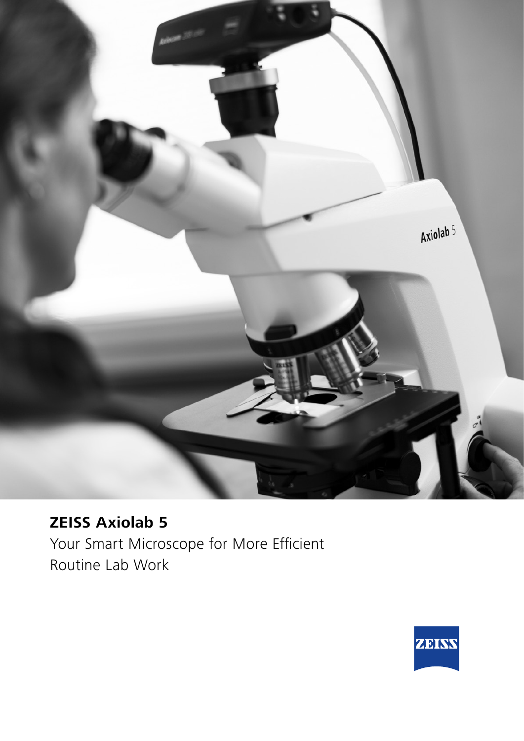# ZEISS Axiolab 5

Your Smart Microscope for More Efficient Routine Lab Work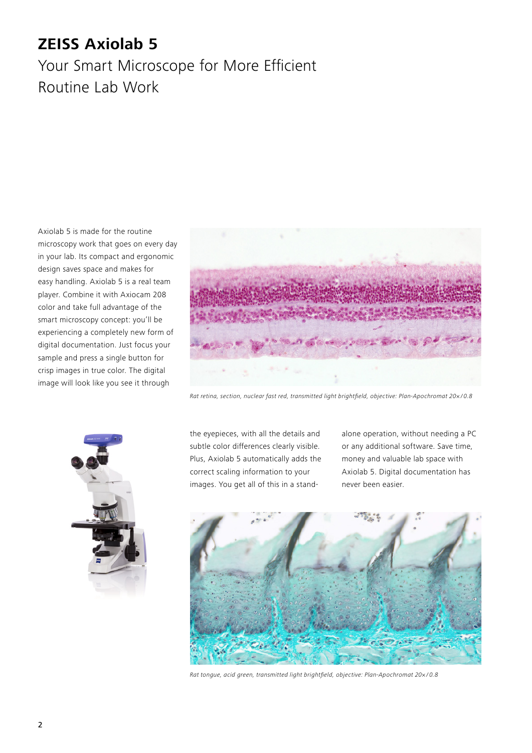# ZEISS Axiolab 5

## Your Smart Microscope for More Efficient Routine Lab Work

Axiolab 5 is made for the routine microscopy work that goes on every day in your lab. Its compact and ergonomic design saves space and makes for easy handling. Axiolab 5 is a real team player. Combine it with Axiocam 208 color and take full advantage of the smart microscopy concept: you'll be experiencing a completely new form of digital documentation. Just focus your sample and press a single button for crisp images in true color. The digital image will look like you see it through the eyepieces, with all the details and subtle color differences clearly visible. Plus, Axiolab 5 automatically adds the correct scaling information to your images. You get all of this in a stand-alone operation, without needing a PC or any additional software. Save time, money and valuable lab space with Axiolab 5. Digital documentation has never been easier.

*Rat retina, section, nuclear fast red, transmitted light brightfield, objective: Plan-Apochromat 20×/0.8*

*Rat tongue, acid green, transmitted light brightfield, objective: Plan-Apochromat 20×/0.8*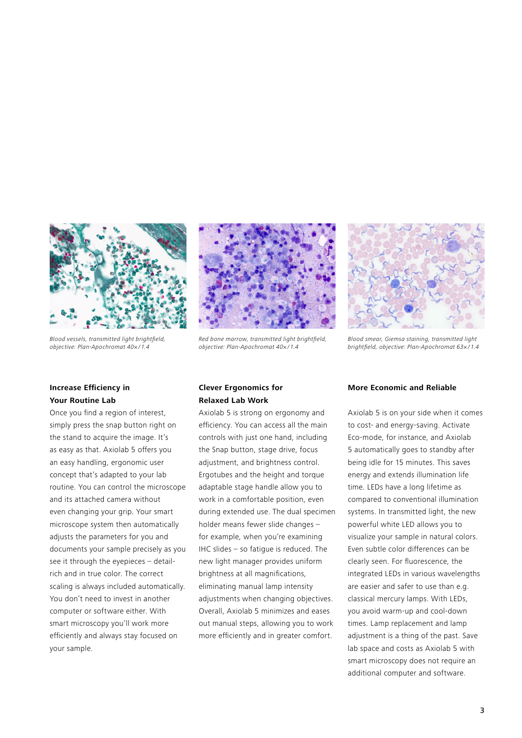*Blood vessels, transmitted light brightfield, objective: Plan-Apochromat 40× / 1.4*

*Red bone marrow, transmitted light brightfield, objective: Plan-Apochromat 40× / 1.4*

*Blood smear, Giemsa staining, transmitted light brightfield, objective: Plan-Apochromat 63× / 1.4*

### Increase Efficiency in Your Routine Lab

Once you find a region of interest, simply press the snap button right on the stand to acquire the image. It's as easy as that. Axiolab 5 offers you an easy handling, ergonomic user concept that's adapted to your lab routine. You can control the microscope and its attached camera without even changing your grip. Your smart microscope system then automatically adjusts the parameters for you and documents your sample precisely as you see it through the eyepieces – detail-rich and in true color. The correct scaling is always included automatically. You don't need to invest in another computer or software either. With smart microscopy you'll work more efficiently and always stay focused on your sample.

### Clever Ergonomics for Relaxed Lab Work

Axiolab 5 is strong on ergonomy and efficiency. You can access all the main controls with just one hand, including the Snap button, stage drive, focus adjustment, and brightness control. Ergotubes and the height and torque adaptable stage handle allow you to work in a comfortable position, even during extended use. The dual specimen holder means fewer slide changes – for example, when you're examining IHC slides – so fatigue is reduced. The new light manager provides uniform brightness at all magnifications, eliminating manual lamp intensity adjustments when changing objectives. Overall, Axiolab 5 minimizes and eases out manual steps, allowing you to work more efficiently and in greater comfort.

### More Economic and Reliable

Axiolab 5 is on your side when it comes to cost- and energy-saving. Activate Eco-mode, for instance, and Axiolab 5 automatically goes to standby after being idle for 15 minutes. This saves energy and extends illumination life time. LEDs have a long lifetime as compared to conventional illumination systems. In transmitted light, the new powerful white LED allows you to visualize your sample in natural colors. Even subtle color differences can be clearly seen. For fluorescence, the integrated LEDs in various wavelengths are easier and safer to use than e.g. classical mercury lamps. With LEDs, you avoid warm-up and cool-down times. Lamp replacement and lamp adjustment is a thing of the past. Save lab space and costs as Axiolab 5 with smart microscopy does not require an additional computer and software.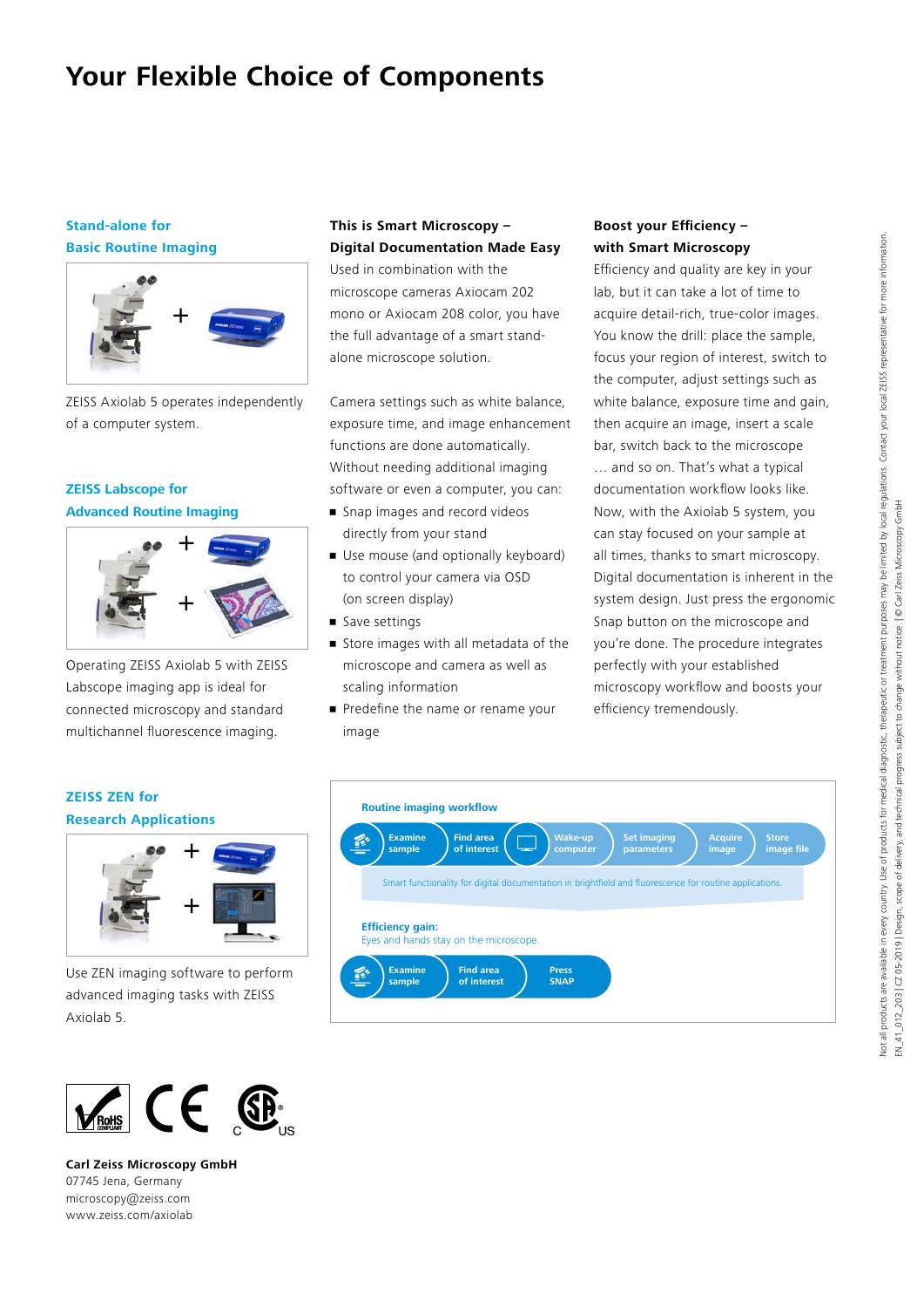# Your Flexible Choice of Components

### Stand-alone for Basic Routine Imaging

ZEISS Axiolab 5 operates independently of a computer system.

### ZEISS Labscope for Advanced Routine Imaging

Operating ZEISS Axiolab 5 with ZEISS Labscope imaging app is ideal for connected microscopy and standard multichannel fluorescence imaging.

### ZEISS ZEN for Research Applications

Use ZEN imaging software to perform advanced imaging tasks with ZEISS Axiolab 5.

### This is Smart Microscopy – Digital Documentation Made Easy

Used in combination with the microscope cameras Axiocam 202 mono or Axiocam 208 color, you have the full advantage of a smart stand-alone microscope solution.

Camera settings such as white balance, exposure time, and image enhancement functions are done automatically. Without needing additional imaging software or even a computer, you can:

- Snap images and record videos directly from your stand
- Use mouse (and optionally keyboard) to control your camera via OSD (on screen display)
- Save settings
- Store images with all metadata of the microscope and camera as well as scaling information
- Predefine the name or rename your image

### Boost your Efficiency – with Smart Microscopy

Efficiency and quality are key in your lab, but it can take a lot of time to acquire detail-rich, true-color images. You know the drill: place the sample, focus your region of interest, switch to the computer, adjust settings such as white balance, exposure time and gain, then acquire an image, insert a scale bar, switch back to the microscope … and so on. That's what a typical documentation workflow looks like. Now, with the Axiolab 5 system, you can stay focused on your sample at all times, thanks to smart microscopy. Digital documentation is inherent in the system design. Just press the ergonomic Snap button on the microscope and you're done. The procedure integrates perfectly with your established microscopy workflow and boosts your efficiency tremendously.

**Routine imaging workflow**

Examine sample → Find area of interest → Wake-up computer → Set imaging parameters → Acquire image → Store image file

Smart functionality for digital documentation in brightfield and fluorescence for routine applications.

**Efficiency gain:**
Eyes and hands stay on the microscope.

Examine sample → Find area of interest → Press SNAP

**Carl Zeiss Microscopy GmbH**
07745 Jena, Germany
microscopy@zeiss.com
www.zeiss.com/axiolab

Not all products are available in every country. Use of products for medical diagnostic, therapeutic or treatment purposes may be limited by local regulations. Contact your local ZEISS representative for more information.
EN_41_012_203 | CZ 05-2019 | Design, scope of delivery, and technical progress subject to change without notice. | © Carl Zeiss Microscopy GmbH